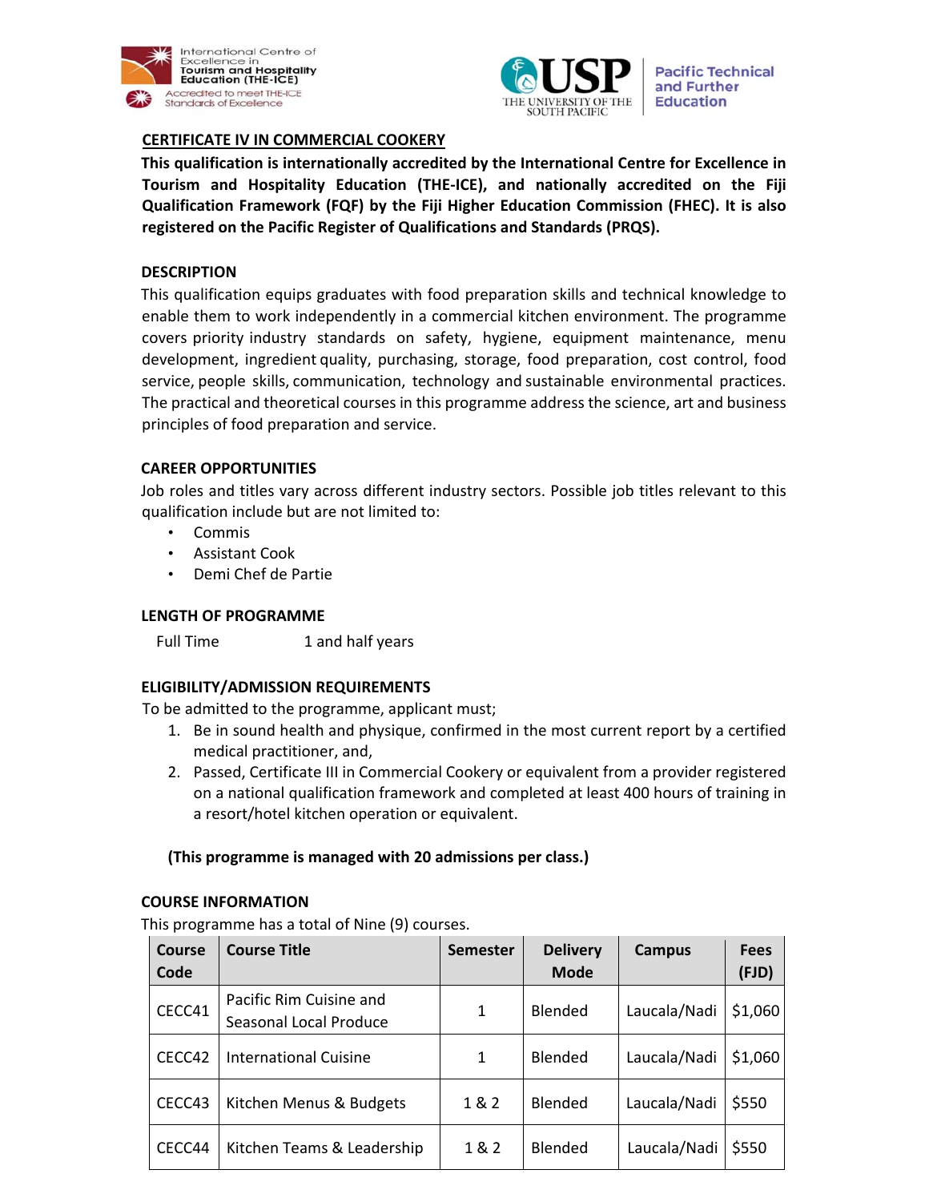International Centre of Excellence in Tourism and Hospitality Education (THE-ICE)
Accredited to meet THE-ICE Standards of Excellence

USP THE UNIVERSITY OF THE SOUTH PACIFIC | Pacific Technical and Further Education

## CERTIFICATE IV IN COMMERCIAL COOKERY

**This qualification is internationally accredited by the International Centre for Excellence in Tourism and Hospitality Education (THE-ICE), and nationally accredited on the Fiji Qualification Framework (FQF) by the Fiji Higher Education Commission (FHEC). It is also registered on the Pacific Register of Qualifications and Standards (PRQS).**

### DESCRIPTION

This qualification equips graduates with food preparation skills and technical knowledge to enable them to work independently in a commercial kitchen environment. The programme covers priority industry standards on safety, hygiene, equipment maintenance, menu development, ingredient quality, purchasing, storage, food preparation, cost control, food service, people skills, communication, technology and sustainable environmental practices. The practical and theoretical courses in this programme address the science, art and business principles of food preparation and service.

### CAREER OPPORTUNITIES

Job roles and titles vary across different industry sectors. Possible job titles relevant to this qualification include but are not limited to:

- Commis
- Assistant Cook
- Demi Chef de Partie

### LENGTH OF PROGRAMME

Full Time 1 and half years

### ELIGIBILITY/ADMISSION REQUIREMENTS

To be admitted to the programme, applicant must;

1. Be in sound health and physique, confirmed in the most current report by a certified medical practitioner, and,
2. Passed, Certificate III in Commercial Cookery or equivalent from a provider registered on a national qualification framework and completed at least 400 hours of training in a resort/hotel kitchen operation or equivalent.

**(This programme is managed with 20 admissions per class.)**

### COURSE INFORMATION

This programme has a total of Nine (9) courses.

| Course Code | Course Title | Semester | Delivery Mode | Campus | Fees (FJD) |
|---|---|---|---|---|---|
| CECC41 | Pacific Rim Cuisine and Seasonal Local Produce | 1 | Blended | Laucala/Nadi | $1,060 |
| CECC42 | International Cuisine | 1 | Blended | Laucala/Nadi | $1,060 |
| CECC43 | Kitchen Menus & Budgets | 1 & 2 | Blended | Laucala/Nadi | $550 |
| CECC44 | Kitchen Teams & Leadership | 1 & 2 | Blended | Laucala/Nadi | $550 |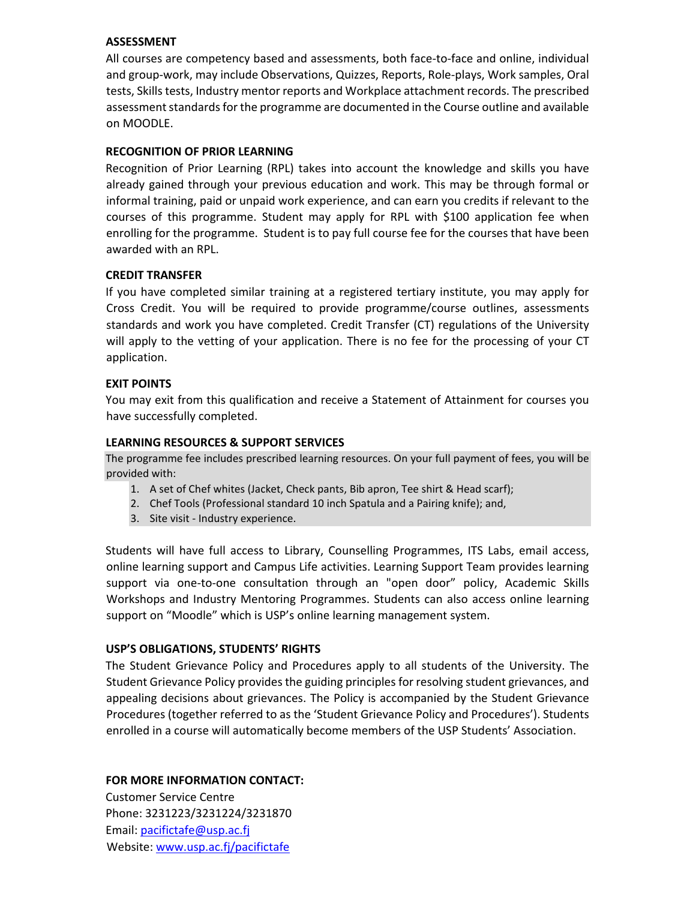## ASSESSMENT

All courses are competency based and assessments, both face-to-face and online, individual and group-work, may include Observations, Quizzes, Reports, Role-plays, Work samples, Oral tests, Skills tests, Industry mentor reports and Workplace attachment records. The prescribed assessment standards for the programme are documented in the Course outline and available on MOODLE.

## RECOGNITION OF PRIOR LEARNING

Recognition of Prior Learning (RPL) takes into account the knowledge and skills you have already gained through your previous education and work. This may be through formal or informal training, paid or unpaid work experience, and can earn you credits if relevant to the courses of this programme. Student may apply for RPL with $100 application fee when enrolling for the programme. Student is to pay full course fee for the courses that have been awarded with an RPL.

## CREDIT TRANSFER

If you have completed similar training at a registered tertiary institute, you may apply for Cross Credit. You will be required to provide programme/course outlines, assessments standards and work you have completed. Credit Transfer (CT) regulations of the University will apply to the vetting of your application. There is no fee for the processing of your CT application.

## EXIT POINTS

You may exit from this qualification and receive a Statement of Attainment for courses you have successfully completed.

## LEARNING RESOURCES & SUPPORT SERVICES

The programme fee includes prescribed learning resources. On your full payment of fees, you will be provided with:

1. A set of Chef whites (Jacket, Check pants, Bib apron, Tee shirt & Head scarf);
2. Chef Tools (Professional standard 10 inch Spatula and a Pairing knife); and,
3. Site visit - Industry experience.

Students will have full access to Library, Counselling Programmes, ITS Labs, email access, online learning support and Campus Life activities. Learning Support Team provides learning support via one-to-one consultation through an "open door" policy, Academic Skills Workshops and Industry Mentoring Programmes. Students can also access online learning support on "Moodle" which is USP's online learning management system.

## USP'S OBLIGATIONS, STUDENTS' RIGHTS

The Student Grievance Policy and Procedures apply to all students of the University. The Student Grievance Policy provides the guiding principles for resolving student grievances, and appealing decisions about grievances. The Policy is accompanied by the Student Grievance Procedures (together referred to as the 'Student Grievance Policy and Procedures'). Students enrolled in a course will automatically become members of the USP Students' Association.

## FOR MORE INFORMATION CONTACT:

Customer Service Centre
Phone: 3231223/3231224/3231870
Email: pacifictafe@usp.ac.fj
Website: www.usp.ac.fj/pacifictafe